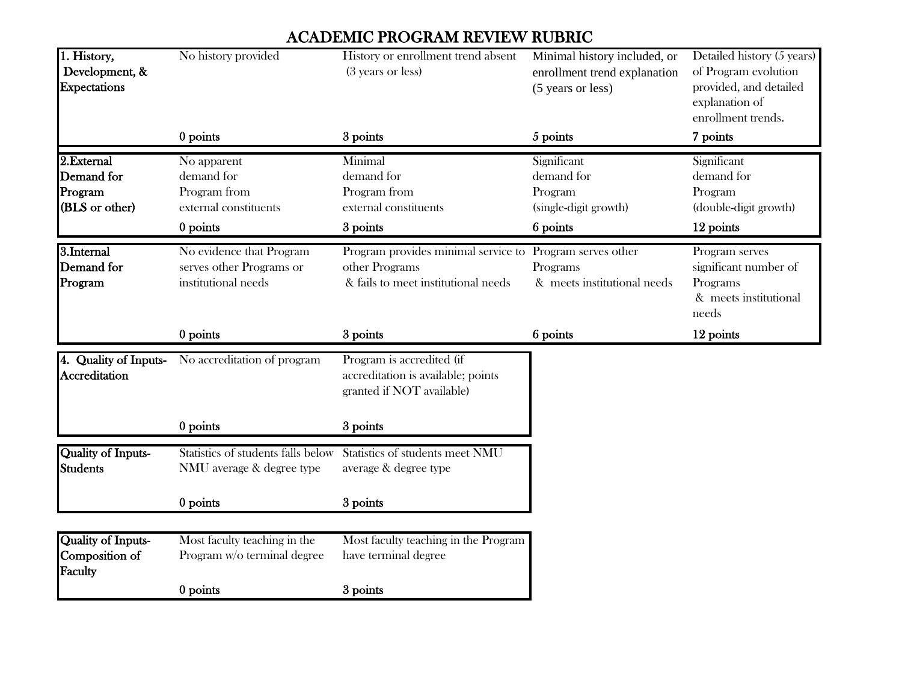# ACADEMIC PROGRAM REVIEW RUBRIC

| | | | | |
|---|---|---|---|---|
| **1. History, Development, & Expectations** | No history provided | History or enrollment trend absent (3 years or less) | Minimal history included, or enrollment trend explanation (5 years or less) | Detailed history (5 years) of Program evolution provided, and detailed explanation of enrollment trends. |
| | **0 points** | **3 points** | **5 points** | **7 points** |

| | | | | |
|---|---|---|---|---|
| **2.External Demand for Program (BLS or other)** | No apparent demand for Program from external constituents | Minimal demand for Program from external constituents | Significant demand for Program (single-digit growth) | Significant demand for Program (double-digit growth) |
| | **0 points** | **3 points** | **6 points** | **12 points** |

| | | | | |
|---|---|---|---|---|
| **3.Internal Demand for Program** | No evidence that Program serves other Programs or institutional needs | Program provides minimal service to other Programs & fails to meet institutional needs | Program serves other Programs & meets institutional needs | Program serves significant number of Programs & meets institutional needs |
| | **0 points** | **3 points** | **6 points** | **12 points** |

| | | |
|---|---|---|
| **4. Quality of Inputs-Accreditation** | No accreditation of program | Program is accredited (if accreditation is available; points granted if NOT available) |
| | **0 points** | **3 points** |

| | | |
|---|---|---|
| **Quality of Inputs-Students** | Statistics of students falls below NMU average & degree type | Statistics of students meet NMU average & degree type |
| | **0 points** | **3 points** |

| | | |
|---|---|---|
| **Quality of Inputs-Composition of Faculty** | Most faculty teaching in the Program w/o terminal degree | Most faculty teaching in the Program have terminal degree |
| | **0 points** | **3 points** |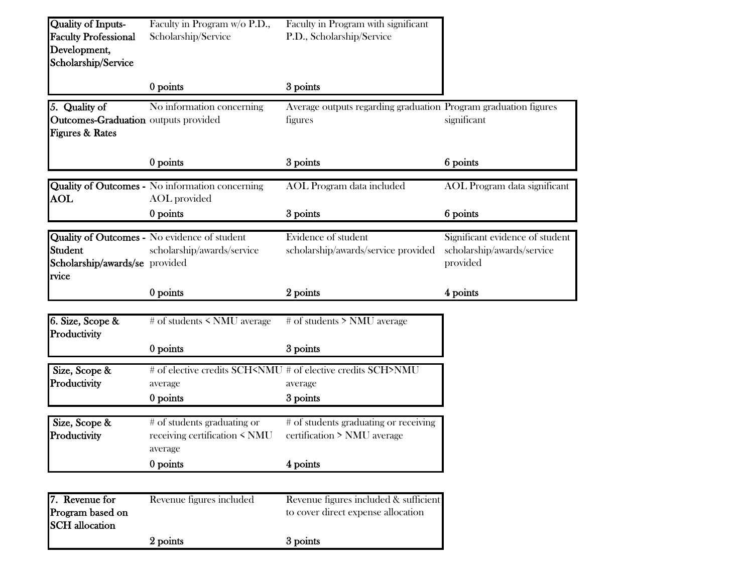| Quality of Inputs-Faculty Professional Development, Scholarship/Service | Faculty in Program w/o P.D., Scholarship/Service | Faculty in Program with significant P.D., Scholarship/Service |
|---|---|---|
| | 0 points | 3 points |

| 5. Quality of Outcomes-Graduation Figures & Rates | No information concerning outputs provided | Average outputs regarding graduation figures | Program graduation figures significant |
|---|---|---|---|
| | 0 points | 3 points | 6 points |

| Quality of Outcomes - AOL | No information concerning AOL provided | AOL Program data included | AOL Program data significant |
|---|---|---|---|
| | 0 points | 3 points | 6 points |

| Quality of Outcomes - Student Scholarship/awards/service | No evidence of student scholarship/awards/service provided | Evidence of student scholarship/awards/service provided | Significant evidence of student scholarship/awards/service provided |
|---|---|---|---|
| | 0 points | 2 points | 4 points |

| 6. Size, Scope & Productivity | # of students < NMU average | # of students > NMU average |
|---|---|---|
| | 0 points | 3 points |

| Size, Scope & Productivity | # of elective credits SCH<NMU average | # of elective credits SCH>NMU average |
|---|---|---|
| | 0 points | 3 points |

| Size, Scope & Productivity | # of students graduating or receiving certification < NMU average | # of students graduating or receiving certification > NMU average |
|---|---|---|
| | 0 points | 4 points |

| 7. Revenue for Program based on SCH allocation | Revenue figures included | Revenue figures included & sufficient to cover direct expense allocation |
|---|---|---|
| | 2 points | 3 points |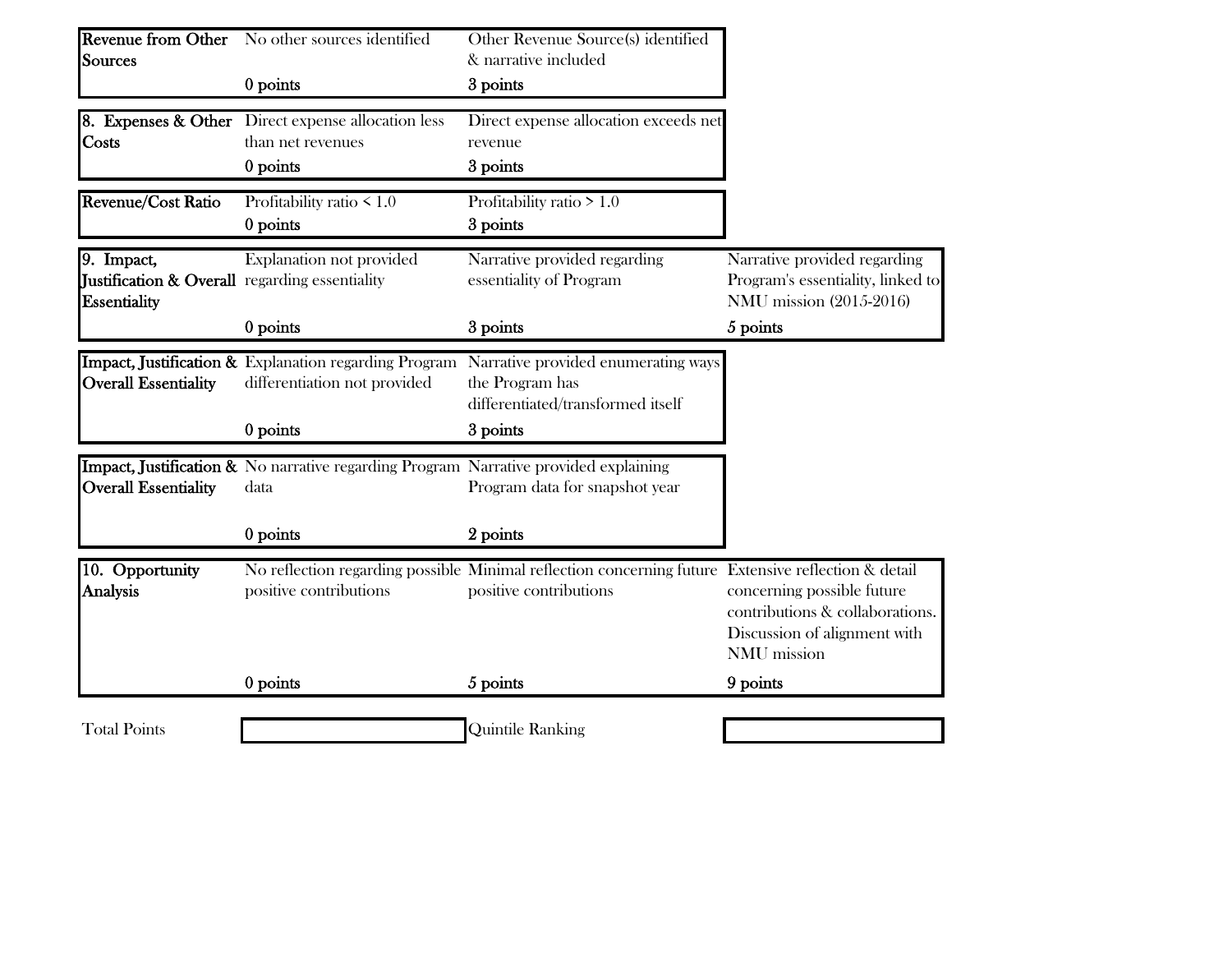| | | | |
|---|---|---|---|
| **Revenue from Other Sources** | No other sources identified<br>**0 points** | Other Revenue Source(s) identified & narrative included<br>**3 points** | |
| **8. Expenses & Other Costs** | Direct expense allocation less than net revenues<br>**0 points** | Direct expense allocation exceeds net revenue<br>**3 points** | |
| **Revenue/Cost Ratio** | Profitability ratio < 1.0<br>**0 points** | Profitability ratio > 1.0<br>**3 points** | |
| **9. Impact, Justification & Overall Essentiality** | Explanation not provided regarding essentiality<br>**0 points** | Narrative provided regarding essentiality of Program<br>**3 points** | Narrative provided regarding Program's essentiality, linked to NMU mission (2015-2016)<br>**5 points** |
| **Impact, Justification & Overall Essentiality** | Explanation regarding Program differentiation not provided<br>**0 points** | Narrative provided enumerating ways the Program has differentiated/transformed itself<br>**3 points** | |
| **Impact, Justification & Overall Essentiality** | No narrative regarding Program data<br>**0 points** | Narrative provided explaining Program data for snapshot year<br>**2 points** | |
| **10. Opportunity Analysis** | No reflection regarding possible positive contributions<br>**0 points** | Minimal reflection concerning future positive contributions<br>**5 points** | Extensive reflection & detail concerning possible future contributions & collaborations. Discussion of alignment with NMU mission<br>**9 points** |

| | | | |
|---|---|---|---|
| Total Points | | Quintile Ranking | |